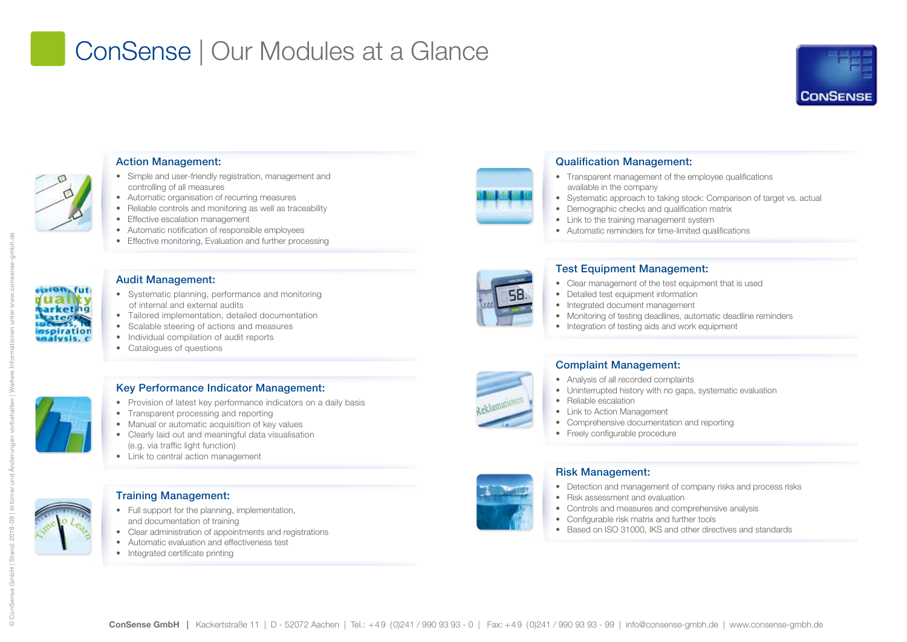# ConSense | Our Modules at a Glance

### Action Management:

- Simple and user-friendly registration, management and controlling of all measures
- Automatic organisation of recurring measures
- Reliable controls and monitoring as well as traceability
- Effective escalation management
- Automatic notification of responsible employees
- Effective monitoring, Evaluation and further processing

### Audit Management:

- Systematic planning, performance and monitoring of internal and external audits
- Tailored implementation, detailed documentation
- Scalable steering of actions and measures
- Individual compilation of audit reports
- Catalogues of questions

### Key Performance Indicator Management:

- Provision of latest key performance indicators on a daily basis
- Transparent processing and reporting
- Manual or automatic acquisition of key values
- Clearly laid out and meaningful data visualisation (e.g. via traffic light function)
- Link to central action management

### Training Management:

- Full support for the planning, implementation, and documentation of training
- Clear administration of appointments and registrations
- Automatic evaluation and effectiveness test
- Integrated certificate printing

### Qualification Management:

- Transparent management of the employee qualifications available in the company
- Systematic approach to taking stock: Comparison of target vs. actual
- Demographic checks and qualification matrix
- Link to the training management system
- Automatic reminders for time-limited qualifications

### Test Equipment Management:

- Clear management of the test equipment that is used
- Detailed test equipment information
- Integrated document management
- Monitoring of testing deadlines, automatic deadline reminders
- Integration of testing aids and work equipment

### Complaint Management:

- Analysis of all recorded complaints
- Uninterrupted history with no gaps, systematic evaluation
- Reliable escalation
- Link to Action Management
- Comprehensive documentation and reporting
- Freely configurable procedure

### Risk Management:

- Detection and management of company risks and process risks
- Risk assessment and evaluation
- Controls and measures and comprehensive analysis
- Configurable risk matrix and further tools
- Based on ISO 31000, IKS and other directives and standards

**ConSense GmbH** | Kackertstraße 11 | D - 52072 Aachen | Tel.: +49 (0)241 / 990 93 93 - 0 | Fax: +49 (0)241 / 990 93 93 - 99 | info@consense-gmbh.de | www.consense-gmbh.de

© ConSense GmbH | Stand: 2018-09 | Irrtümer und Änderungen vorbehalten | Weitere Informationen unter www.consense-gmbh.de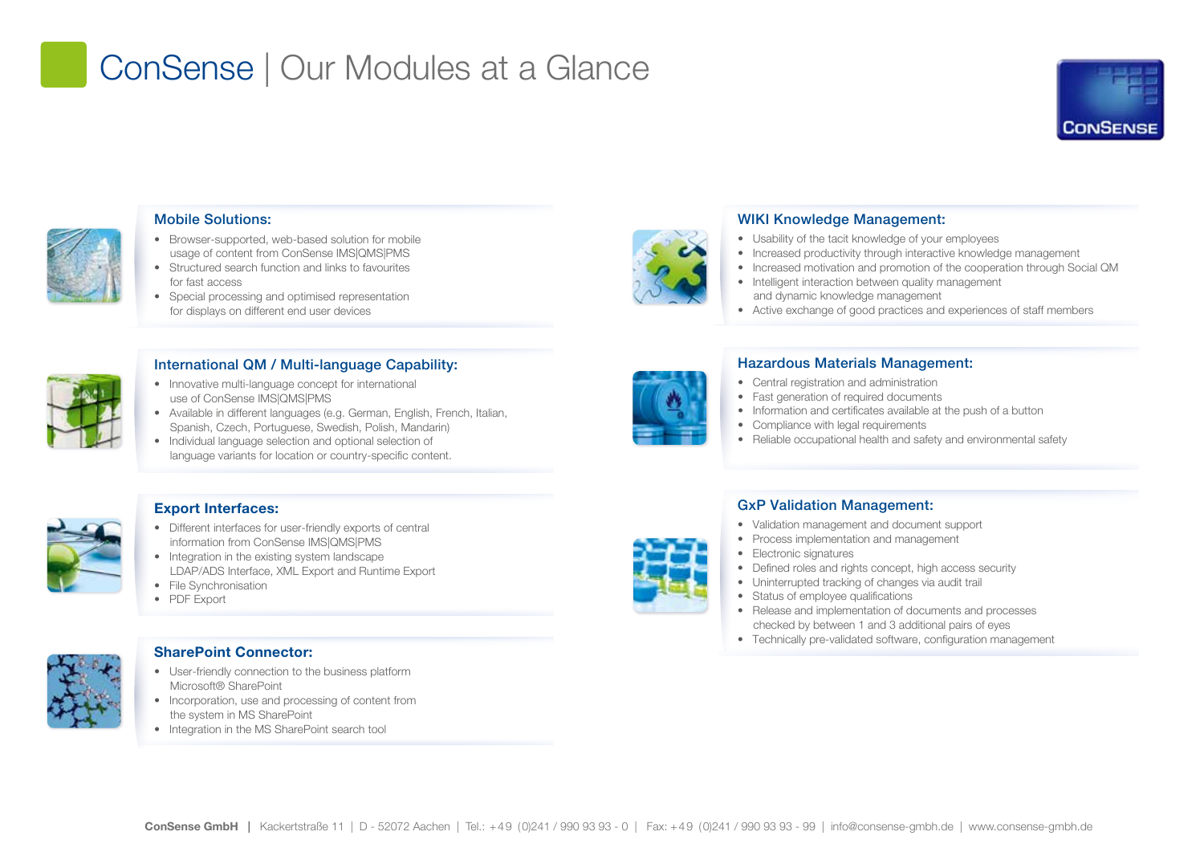# ConSense | Our Modules at a Glance

### Mobile Solutions:

- Browser-supported, web-based solution for mobile usage of content from ConSense IMS|QMS|PMS
- Structured search function and links to favourites for fast access
- Special processing and optimised representation for displays on different end user devices

### International QM / Multi-language Capability:

- Innovative multi-language concept for international use of ConSense IMS|QMS|PMS
- Available in different languages (e.g. German, English, French, Italian, Spanish, Czech, Portuguese, Swedish, Polish, Mandarin)
- Individual language selection and optional selection of language variants for location or country-specific content.

### Export Interfaces:

- Different interfaces for user-friendly exports of central information from ConSense IMS|QMS|PMS
- Integration in the existing system landscape LDAP/ADS Interface, XML Export and Runtime Export
- File Synchronisation
- PDF Export

### SharePoint Connector:

- User-friendly connection to the business platform Microsoft® SharePoint
- Incorporation, use and processing of content from the system in MS SharePoint
- Integration in the MS SharePoint search tool

### WIKI Knowledge Management:

- Usability of the tacit knowledge of your employees
- Increased productivity through interactive knowledge management
- Increased motivation and promotion of the cooperation through Social QM
- Intelligent interaction between quality management and dynamic knowledge management
- Active exchange of good practices and experiences of staff members

### Hazardous Materials Management:

- Central registration and administration
- Fast generation of required documents
- Information and certificates available at the push of a button
- Compliance with legal requirements
- Reliable occupational health and safety and environmental safety

### GxP Validation Management:

- Validation management and document support
- Process implementation and management
- Electronic signatures
- Defined roles and rights concept, high access security
- Uninterrupted tracking of changes via audit trail
- Status of employee qualifications
- Release and implementation of documents and processes checked by between 1 and 3 additional pairs of eyes
- Technically pre-validated software, configuration management

**ConSense GmbH** | Kackertstraße 11 | D - 52072 Aachen | Tel.: +49 (0)241 / 990 93 93 - 0 | Fax: +49 (0)241 / 990 93 93 - 99 | info@consense-gmbh.de | www.consense-gmbh.de